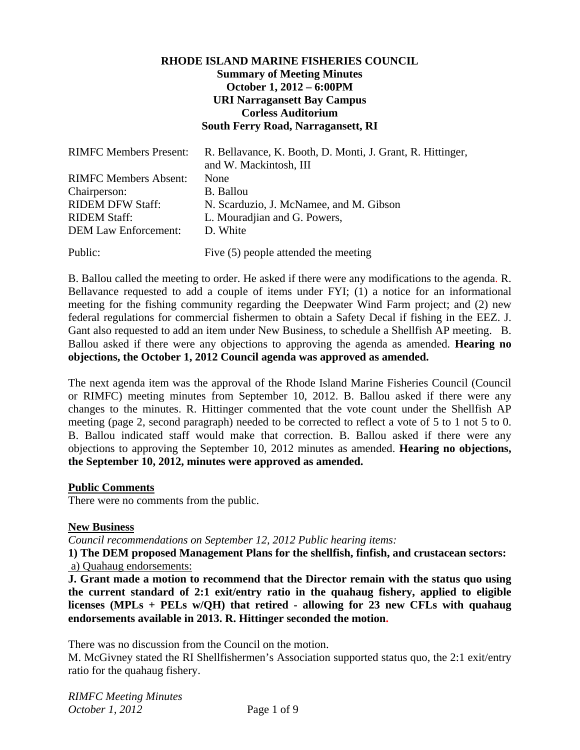**RHODE ISLAND MARINE FISHERIES COUNCIL**
**Summary of Meeting Minutes**
**October 1, 2012 – 6:00PM**
**URI Narragansett Bay Campus**
**Corless Auditorium**
**South Ferry Road, Narragansett, RI**

| | |
|---|---|
| RIMFC Members Present: | R. Bellavance, K. Booth, D. Monti, J. Grant, R. Hittinger, and W. Mackintosh, III |
| RIMFC Members Absent: | None |
| Chairperson: | B. Ballou |
| RIDEM DFW Staff: | N. Scarduzio, J. McNamee, and M. Gibson |
| RIDEM Staff: | L. Mouradjian and G. Powers, |
| DEM Law Enforcement: | D. White |
| Public: | Five (5) people attended the meeting |

B. Ballou called the meeting to order. He asked if there were any modifications to the agenda. R. Bellavance requested to add a couple of items under FYI; (1) a notice for an informational meeting for the fishing community regarding the Deepwater Wind Farm project; and (2) new federal regulations for commercial fishermen to obtain a Safety Decal if fishing in the EEZ. J. Gant also requested to add an item under New Business, to schedule a Shellfish AP meeting. B. Ballou asked if there were any objections to approving the agenda as amended. **Hearing no objections, the October 1, 2012 Council agenda was approved as amended.**

The next agenda item was the approval of the Rhode Island Marine Fisheries Council (Council or RIMFC) meeting minutes from September 10, 2012. B. Ballou asked if there were any changes to the minutes. R. Hittinger commented that the vote count under the Shellfish AP meeting (page 2, second paragraph) needed to be corrected to reflect a vote of 5 to 1 not 5 to 0. B. Ballou indicated staff would make that correction. B. Ballou asked if there were any objections to approving the September 10, 2012 minutes as amended. **Hearing no objections, the September 10, 2012, minutes were approved as amended.**

**Public Comments**

There were no comments from the public.

**New Business**

*Council recommendations on September 12, 2012 Public hearing items:*

**1) The DEM proposed Management Plans for the shellfish, finfish, and crustacean sectors:**

a) Quahaug endorsements:

**J. Grant made a motion to recommend that the Director remain with the status quo using the current standard of 2:1 exit/entry ratio in the quahaug fishery, applied to eligible licenses (MPLs + PELs w/QH) that retired - allowing for 23 new CFLs with quahaug endorsements available in 2013. R. Hittinger seconded the motion.**

There was no discussion from the Council on the motion.

M. McGivney stated the RI Shellfishermen's Association supported status quo, the 2:1 exit/entry ratio for the quahaug fishery.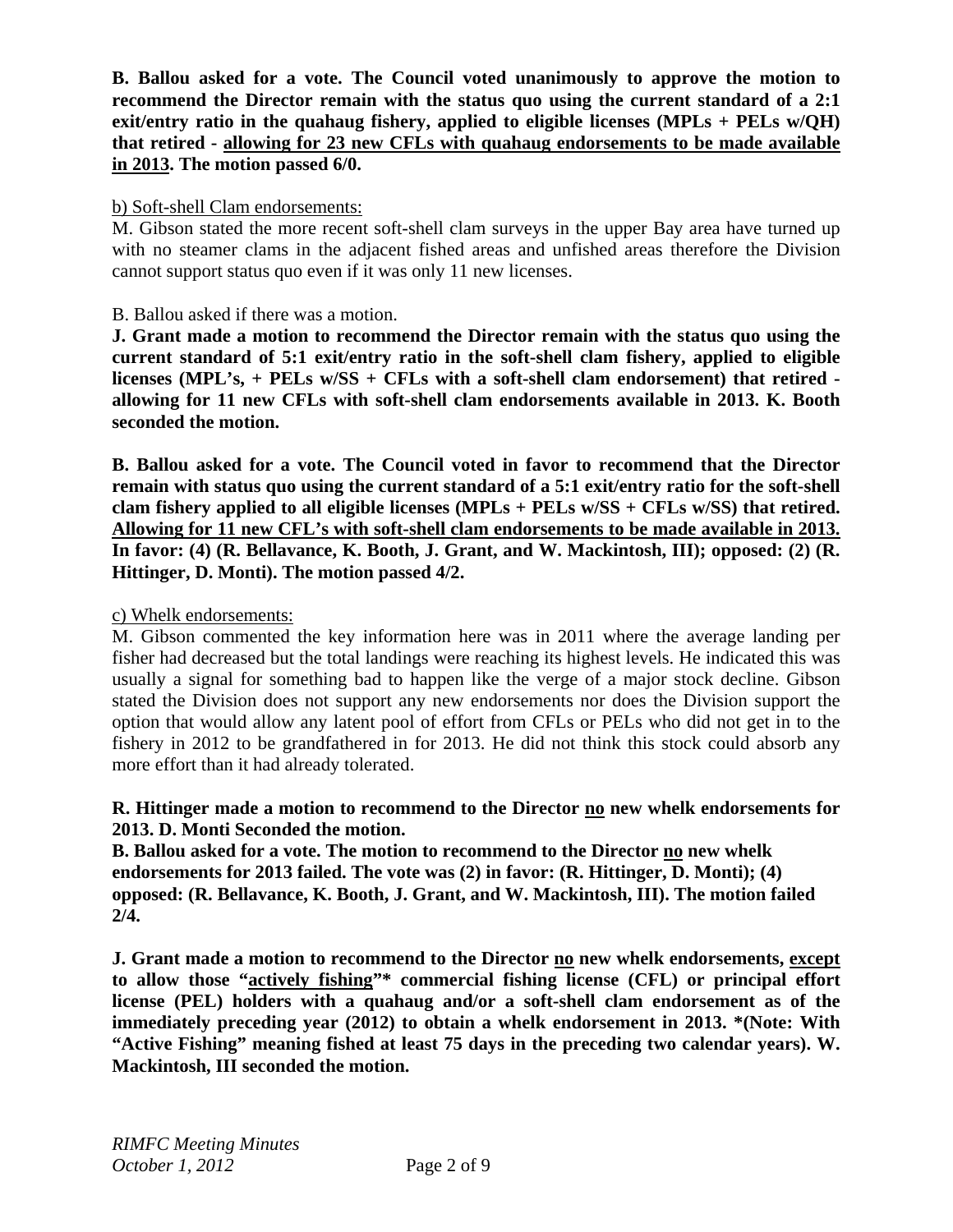**B. Ballou asked for a vote. The Council voted unanimously to approve the motion to recommend the Director remain with the status quo using the current standard of a 2:1 exit/entry ratio in the quahaug fishery, applied to eligible licenses (MPLs + PELs w/QH) that retired - <u>allowing for 23 new CFLs with quahaug endorsements to be made available in 2013</u>. The motion passed 6/0.**

<u>b) Soft-shell Clam endorsements:</u>

M. Gibson stated the more recent soft-shell clam surveys in the upper Bay area have turned up with no steamer clams in the adjacent fished areas and unfished areas therefore the Division cannot support status quo even if it was only 11 new licenses.

B. Ballou asked if there was a motion.

**J. Grant made a motion to recommend the Director remain with the status quo using the current standard of 5:1 exit/entry ratio in the soft-shell clam fishery, applied to eligible licenses (MPL's, + PELs w/SS + CFLs with a soft-shell clam endorsement) that retired - allowing for 11 new CFLs with soft-shell clam endorsements available in 2013. K. Booth seconded the motion.**

**B. Ballou asked for a vote. The Council voted in favor to recommend that the Director remain with status quo using the current standard of a 5:1 exit/entry ratio for the soft-shell clam fishery applied to all eligible licenses (MPLs + PELs w/SS + CFLs w/SS) that retired. <u>Allowing for 11 new CFL's with soft-shell clam endorsements to be made available in 2013.</u> In favor: (4) (R. Bellavance, K. Booth, J. Grant, and W. Mackintosh, III); opposed: (2) (R. Hittinger, D. Monti). The motion passed 4/2.**

<u>c) Whelk endorsements:</u>

M. Gibson commented the key information here was in 2011 where the average landing per fisher had decreased but the total landings were reaching its highest levels. He indicated this was usually a signal for something bad to happen like the verge of a major stock decline. Gibson stated the Division does not support any new endorsements nor does the Division support the option that would allow any latent pool of effort from CFLs or PELs who did not get in to the fishery in 2012 to be grandfathered in for 2013. He did not think this stock could absorb any more effort than it had already tolerated.

**R. Hittinger made a motion to recommend to the Director <u>no</u> new whelk endorsements for 2013. D. Monti Seconded the motion.**

**B. Ballou asked for a vote. The motion to recommend to the Director <u>no</u> new whelk endorsements for 2013 failed. The vote was (2) in favor: (R. Hittinger, D. Monti); (4) opposed: (R. Bellavance, K. Booth, J. Grant, and W. Mackintosh, III). The motion failed 2/4.**

**J. Grant made a motion to recommend to the Director <u>no</u> new whelk endorsements, <u>except</u> to allow those "<u>actively fishing</u>"* commercial fishing license (CFL) or principal effort license (PEL) holders with a quahaug and/or a soft-shell clam endorsement as of the immediately preceding year (2012) to obtain a whelk endorsement in 2013. *(Note: With "Active Fishing" meaning fished at least 75 days in the preceding two calendar years). W. Mackintosh, III seconded the motion.**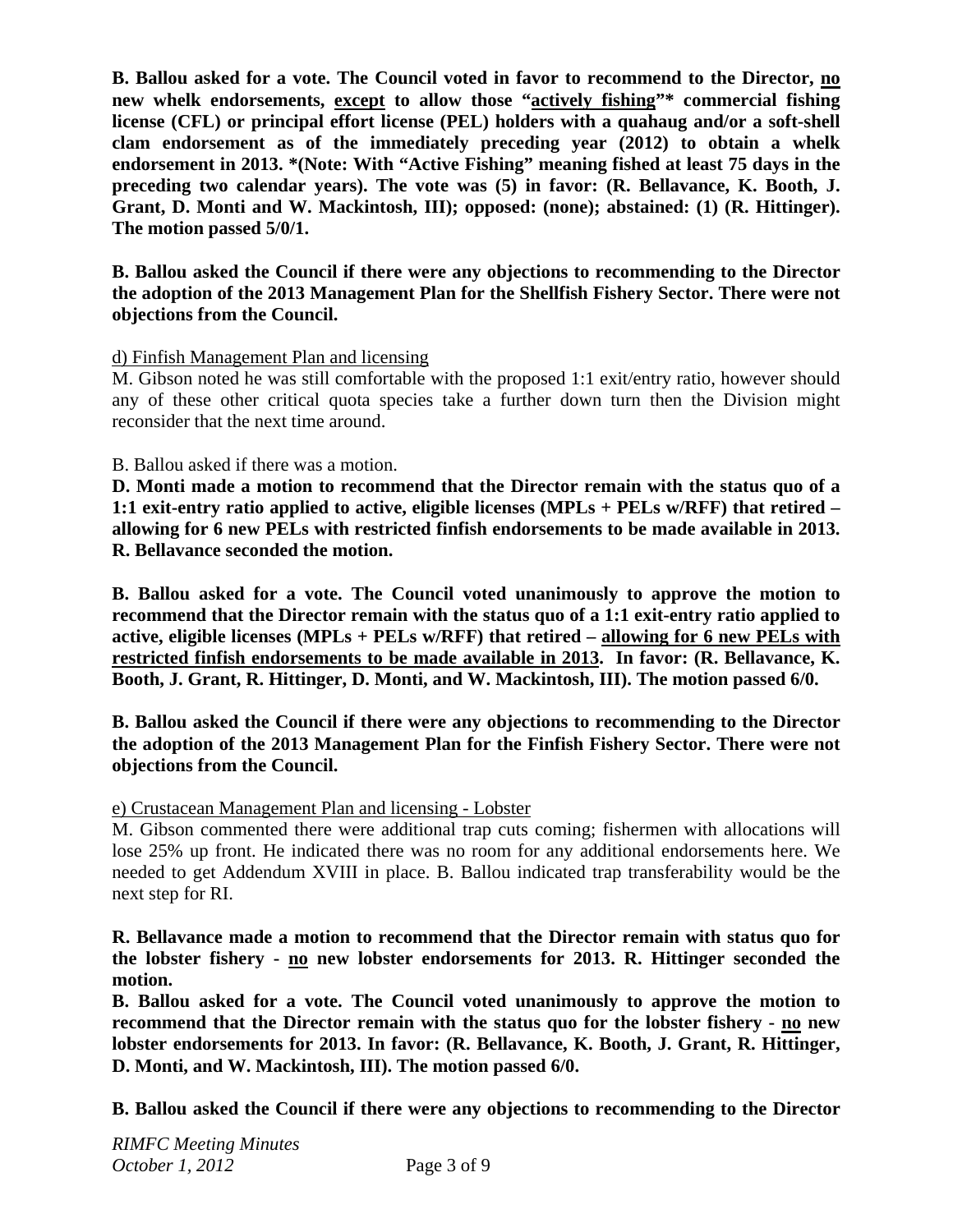**B. Ballou asked for a vote. The Council voted in favor to recommend to the Director, no new whelk endorsements, except to allow those "actively fishing"* commercial fishing license (CFL) or principal effort license (PEL) holders with a quahaug and/or a soft-shell clam endorsement as of the immediately preceding year (2012) to obtain a whelk endorsement in 2013. *(Note: With "Active Fishing" meaning fished at least 75 days in the preceding two calendar years). The vote was (5) in favor: (R. Bellavance, K. Booth, J. Grant, D. Monti and W. Mackintosh, III); opposed: (none); abstained: (1) (R. Hittinger). The motion passed 5/0/1.**

**B. Ballou asked the Council if there were any objections to recommending to the Director the adoption of the 2013 Management Plan for the Shellfish Fishery Sector. There were not objections from the Council.**

d) Finfish Management Plan and licensing

M. Gibson noted he was still comfortable with the proposed 1:1 exit/entry ratio, however should any of these other critical quota species take a further down turn then the Division might reconsider that the next time around.

B. Ballou asked if there was a motion.

**D. Monti made a motion to recommend that the Director remain with the status quo of a 1:1 exit-entry ratio applied to active, eligible licenses (MPLs + PELs w/RFF) that retired – allowing for 6 new PELs with restricted finfish endorsements to be made available in 2013. R. Bellavance seconded the motion.**

**B. Ballou asked for a vote. The Council voted unanimously to approve the motion to recommend that the Director remain with the status quo of a 1:1 exit-entry ratio applied to active, eligible licenses (MPLs + PELs w/RFF) that retired – allowing for 6 new PELs with restricted finfish endorsements to be made available in 2013. In favor: (R. Bellavance, K. Booth, J. Grant, R. Hittinger, D. Monti, and W. Mackintosh, III). The motion passed 6/0.**

**B. Ballou asked the Council if there were any objections to recommending to the Director the adoption of the 2013 Management Plan for the Finfish Fishery Sector. There were not objections from the Council.**

e) Crustacean Management Plan and licensing - Lobster

M. Gibson commented there were additional trap cuts coming; fishermen with allocations will lose 25% up front. He indicated there was no room for any additional endorsements here. We needed to get Addendum XVIII in place. B. Ballou indicated trap transferability would be the next step for RI.

**R. Bellavance made a motion to recommend that the Director remain with status quo for the lobster fishery - no new lobster endorsements for 2013. R. Hittinger seconded the motion.**

**B. Ballou asked for a vote. The Council voted unanimously to approve the motion to recommend that the Director remain with the status quo for the lobster fishery - no new lobster endorsements for 2013. In favor: (R. Bellavance, K. Booth, J. Grant, R. Hittinger, D. Monti, and W. Mackintosh, III). The motion passed 6/0.**

**B. Ballou asked the Council if there were any objections to recommending to the Director**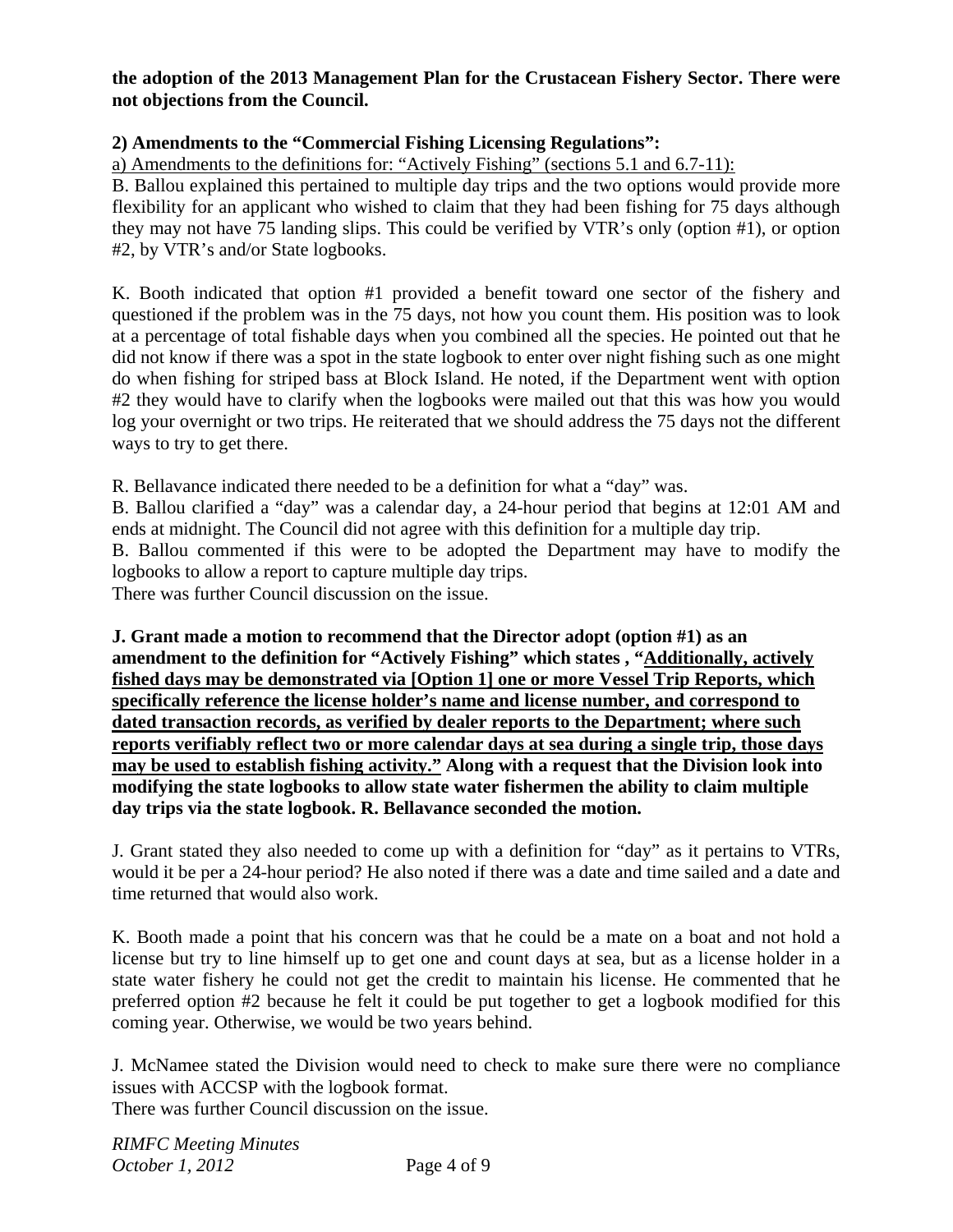**the adoption of the 2013 Management Plan for the Crustacean Fishery Sector. There were not objections from the Council.**

**2) Amendments to the "Commercial Fishing Licensing Regulations":**

<u>a) Amendments to the definitions for: "Actively Fishing" (sections 5.1 and 6.7-11):</u>

B. Ballou explained this pertained to multiple day trips and the two options would provide more flexibility for an applicant who wished to claim that they had been fishing for 75 days although they may not have 75 landing slips. This could be verified by VTR's only (option #1), or option #2, by VTR's and/or State logbooks.

K. Booth indicated that option #1 provided a benefit toward one sector of the fishery and questioned if the problem was in the 75 days, not how you count them. His position was to look at a percentage of total fishable days when you combined all the species. He pointed out that he did not know if there was a spot in the state logbook to enter over night fishing such as one might do when fishing for striped bass at Block Island. He noted, if the Department went with option #2 they would have to clarify when the logbooks were mailed out that this was how you would log your overnight or two trips. He reiterated that we should address the 75 days not the different ways to try to get there.

R. Bellavance indicated there needed to be a definition for what a "day" was.

B. Ballou clarified a "day" was a calendar day, a 24-hour period that begins at 12:01 AM and ends at midnight. The Council did not agree with this definition for a multiple day trip.

B. Ballou commented if this were to be adopted the Department may have to modify the logbooks to allow a report to capture multiple day trips.

There was further Council discussion on the issue.

**J. Grant made a motion to recommend that the Director adopt (option #1) as an amendment to the definition for "Actively Fishing" which states , "<u>Additionally, actively fished days may be demonstrated via [Option 1] one or more Vessel Trip Reports, which specifically reference the license holder's name and license number, and correspond to dated transaction records, as verified by dealer reports to the Department; where such reports verifiably reflect two or more calendar days at sea during a single trip, those days may be used to establish fishing activity."</u> Along with a request that the Division look into modifying the state logbooks to allow state water fishermen the ability to claim multiple day trips via the state logbook. R. Bellavance seconded the motion.**

J. Grant stated they also needed to come up with a definition for "day" as it pertains to VTRs, would it be per a 24-hour period? He also noted if there was a date and time sailed and a date and time returned that would also work.

K. Booth made a point that his concern was that he could be a mate on a boat and not hold a license but try to line himself up to get one and count days at sea, but as a license holder in a state water fishery he could not get the credit to maintain his license. He commented that he preferred option #2 because he felt it could be put together to get a logbook modified for this coming year. Otherwise, we would be two years behind.

J. McNamee stated the Division would need to check to make sure there were no compliance issues with ACCSP with the logbook format.

There was further Council discussion on the issue.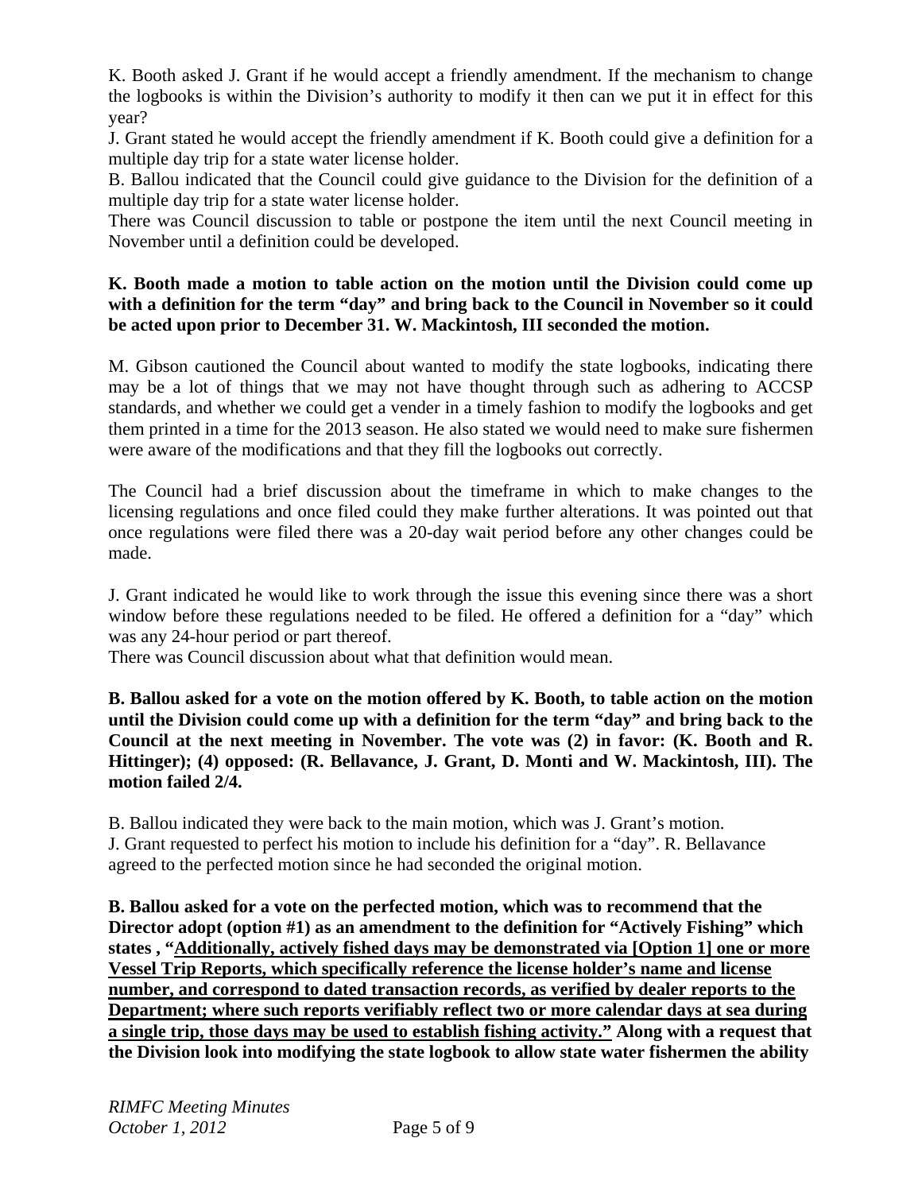K. Booth asked J. Grant if he would accept a friendly amendment. If the mechanism to change the logbooks is within the Division's authority to modify it then can we put it in effect for this year?

J. Grant stated he would accept the friendly amendment if K. Booth could give a definition for a multiple day trip for a state water license holder.

B. Ballou indicated that the Council could give guidance to the Division for the definition of a multiple day trip for a state water license holder.

There was Council discussion to table or postpone the item until the next Council meeting in November until a definition could be developed.

**K. Booth made a motion to table action on the motion until the Division could come up with a definition for the term "day" and bring back to the Council in November so it could be acted upon prior to December 31. W. Mackintosh, III seconded the motion.**

M. Gibson cautioned the Council about wanted to modify the state logbooks, indicating there may be a lot of things that we may not have thought through such as adhering to ACCSP standards, and whether we could get a vender in a timely fashion to modify the logbooks and get them printed in a time for the 2013 season. He also stated we would need to make sure fishermen were aware of the modifications and that they fill the logbooks out correctly.

The Council had a brief discussion about the timeframe in which to make changes to the licensing regulations and once filed could they make further alterations. It was pointed out that once regulations were filed there was a 20-day wait period before any other changes could be made.

J. Grant indicated he would like to work through the issue this evening since there was a short window before these regulations needed to be filed. He offered a definition for a "day" which was any 24-hour period or part thereof.

There was Council discussion about what that definition would mean.

**B. Ballou asked for a vote on the motion offered by K. Booth, to table action on the motion until the Division could come up with a definition for the term "day" and bring back to the Council at the next meeting in November. The vote was (2) in favor: (K. Booth and R. Hittinger); (4) opposed: (R. Bellavance, J. Grant, D. Monti and W. Mackintosh, III). The motion failed 2/4.**

B. Ballou indicated they were back to the main motion, which was J. Grant's motion.

J. Grant requested to perfect his motion to include his definition for a "day". R. Bellavance agreed to the perfected motion since he had seconded the original motion.

**B. Ballou asked for a vote on the perfected motion, which was to recommend that the Director adopt (option #1) as an amendment to the definition for "Actively Fishing" which states , "<u>Additionally, actively fished days may be demonstrated via [Option 1] one or more Vessel Trip Reports, which specifically reference the license holder's name and license number, and correspond to dated transaction records, as verified by dealer reports to the Department; where such reports verifiably reflect two or more calendar days at sea during a single trip, those days may be used to establish fishing activity.</u>" Along with a request that the Division look into modifying the state logbook to allow state water fishermen the ability**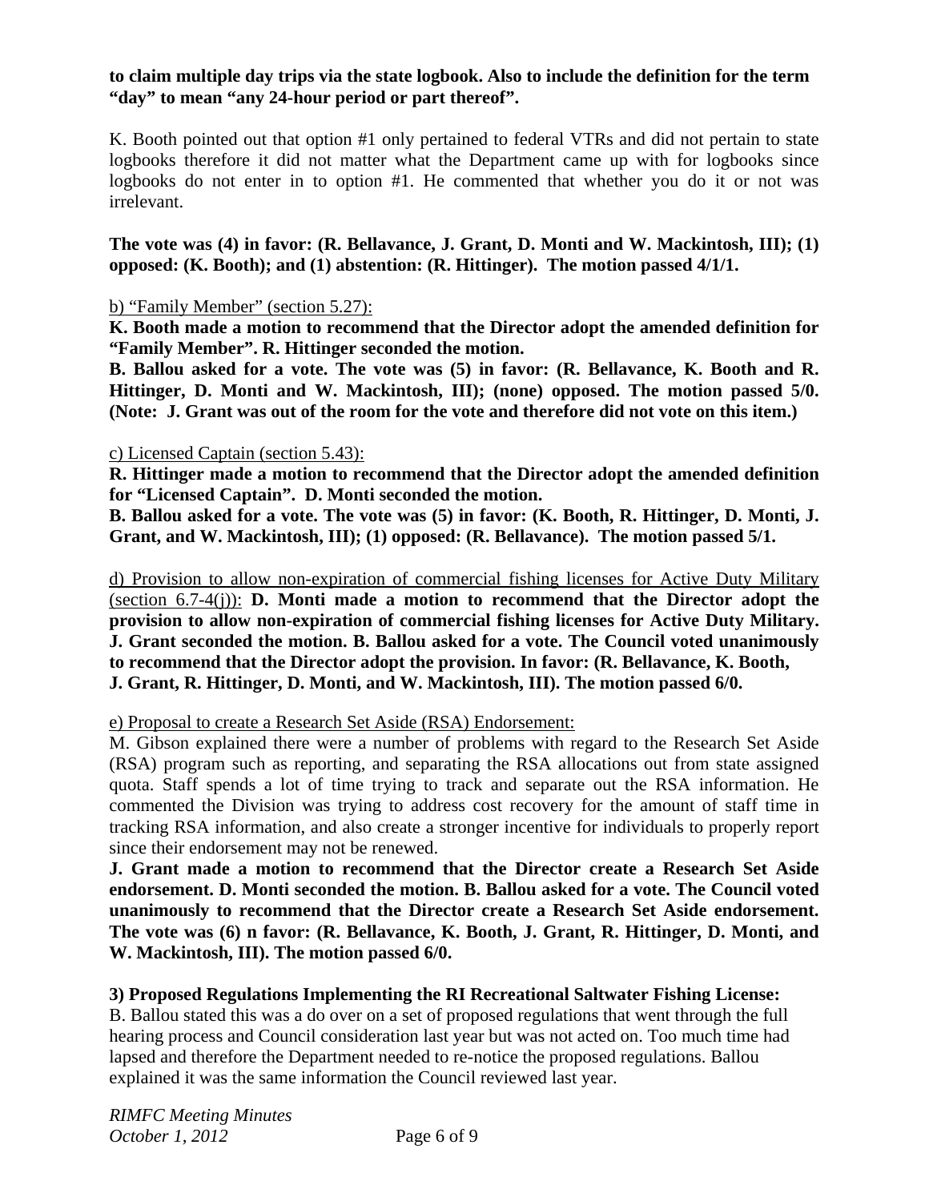**to claim multiple day trips via the state logbook. Also to include the definition for the term "day" to mean "any 24-hour period or part thereof".**

K. Booth pointed out that option #1 only pertained to federal VTRs and did not pertain to state logbooks therefore it did not matter what the Department came up with for logbooks since logbooks do not enter in to option #1. He commented that whether you do it or not was irrelevant.

**The vote was (4) in favor: (R. Bellavance, J. Grant, D. Monti and W. Mackintosh, III); (1) opposed: (K. Booth); and (1) abstention: (R. Hittinger). The motion passed 4/1/1.**

b) "Family Member" (section 5.27):

**K. Booth made a motion to recommend that the Director adopt the amended definition for "Family Member". R. Hittinger seconded the motion.**

**B. Ballou asked for a vote. The vote was (5) in favor: (R. Bellavance, K. Booth and R. Hittinger, D. Monti and W. Mackintosh, III); (none) opposed. The motion passed 5/0. (Note: J. Grant was out of the room for the vote and therefore did not vote on this item.)**

c) Licensed Captain (section 5.43):

**R. Hittinger made a motion to recommend that the Director adopt the amended definition for "Licensed Captain". D. Monti seconded the motion.**

**B. Ballou asked for a vote. The vote was (5) in favor: (K. Booth, R. Hittinger, D. Monti, J. Grant, and W. Mackintosh, III); (1) opposed: (R. Bellavance). The motion passed 5/1.**

d) Provision to allow non-expiration of commercial fishing licenses for Active Duty Military (section 6.7-4(j)): **D. Monti made a motion to recommend that the Director adopt the provision to allow non-expiration of commercial fishing licenses for Active Duty Military. J. Grant seconded the motion. B. Ballou asked for a vote. The Council voted unanimously to recommend that the Director adopt the provision. In favor: (R. Bellavance, K. Booth, J. Grant, R. Hittinger, D. Monti, and W. Mackintosh, III). The motion passed 6/0.**

e) Proposal to create a Research Set Aside (RSA) Endorsement:

M. Gibson explained there were a number of problems with regard to the Research Set Aside (RSA) program such as reporting, and separating the RSA allocations out from state assigned quota. Staff spends a lot of time trying to track and separate out the RSA information. He commented the Division was trying to address cost recovery for the amount of staff time in tracking RSA information, and also create a stronger incentive for individuals to properly report since their endorsement may not be renewed.

**J. Grant made a motion to recommend that the Director create a Research Set Aside endorsement. D. Monti seconded the motion. B. Ballou asked for a vote. The Council voted unanimously to recommend that the Director create a Research Set Aside endorsement. The vote was (6) n favor: (R. Bellavance, K. Booth, J. Grant, R. Hittinger, D. Monti, and W. Mackintosh, III). The motion passed 6/0.**

**3) Proposed Regulations Implementing the RI Recreational Saltwater Fishing License:**

B. Ballou stated this was a do over on a set of proposed regulations that went through the full hearing process and Council consideration last year but was not acted on. Too much time had lapsed and therefore the Department needed to re-notice the proposed regulations. Ballou explained it was the same information the Council reviewed last year.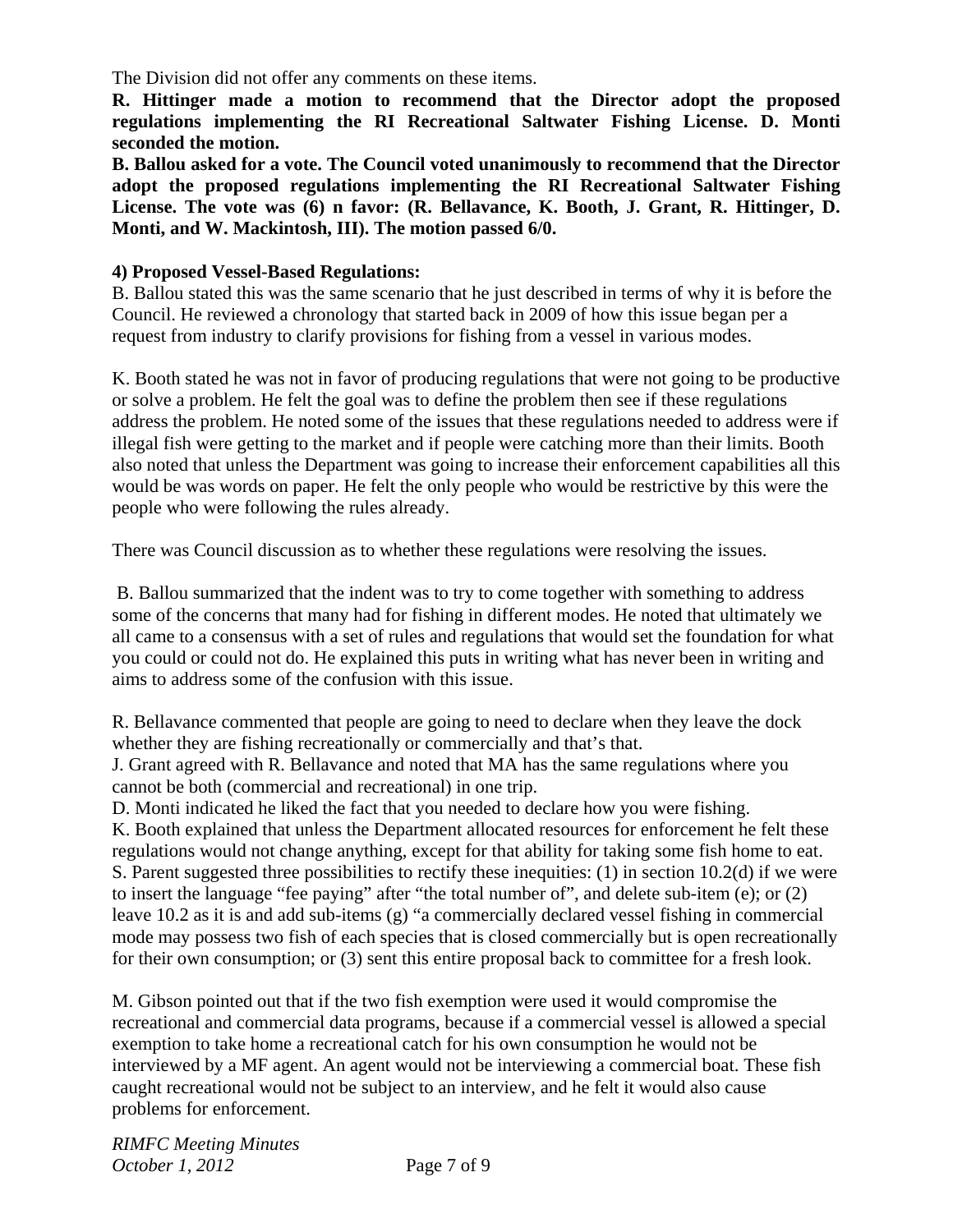The Division did not offer any comments on these items.

**R. Hittinger made a motion to recommend that the Director adopt the proposed regulations implementing the RI Recreational Saltwater Fishing License. D. Monti seconded the motion.**

**B. Ballou asked for a vote. The Council voted unanimously to recommend that the Director adopt the proposed regulations implementing the RI Recreational Saltwater Fishing License. The vote was (6) n favor: (R. Bellavance, K. Booth, J. Grant, R. Hittinger, D. Monti, and W. Mackintosh, III). The motion passed 6/0.**

**4) Proposed Vessel-Based Regulations:**

B. Ballou stated this was the same scenario that he just described in terms of why it is before the Council. He reviewed a chronology that started back in 2009 of how this issue began per a request from industry to clarify provisions for fishing from a vessel in various modes.

K. Booth stated he was not in favor of producing regulations that were not going to be productive or solve a problem. He felt the goal was to define the problem then see if these regulations address the problem. He noted some of the issues that these regulations needed to address were if illegal fish were getting to the market and if people were catching more than their limits. Booth also noted that unless the Department was going to increase their enforcement capabilities all this would be was words on paper. He felt the only people who would be restrictive by this were the people who were following the rules already.

There was Council discussion as to whether these regulations were resolving the issues.

B. Ballou summarized that the indent was to try to come together with something to address some of the concerns that many had for fishing in different modes. He noted that ultimately we all came to a consensus with a set of rules and regulations that would set the foundation for what you could or could not do. He explained this puts in writing what has never been in writing and aims to address some of the confusion with this issue.

R. Bellavance commented that people are going to need to declare when they leave the dock whether they are fishing recreationally or commercially and that's that.
J. Grant agreed with R. Bellavance and noted that MA has the same regulations where you cannot be both (commercial and recreational) in one trip.
D. Monti indicated he liked the fact that you needed to declare how you were fishing.
K. Booth explained that unless the Department allocated resources for enforcement he felt these regulations would not change anything, except for that ability for taking some fish home to eat.
S. Parent suggested three possibilities to rectify these inequities: (1) in section 10.2(d) if we were to insert the language "fee paying" after "the total number of", and delete sub-item (e); or (2) leave 10.2 as it is and add sub-items (g) "a commercially declared vessel fishing in commercial mode may possess two fish of each species that is closed commercially but is open recreationally for their own consumption; or (3) sent this entire proposal back to committee for a fresh look.

M. Gibson pointed out that if the two fish exemption were used it would compromise the recreational and commercial data programs, because if a commercial vessel is allowed a special exemption to take home a recreational catch for his own consumption he would not be interviewed by a MF agent. An agent would not be interviewing a commercial boat. These fish caught recreational would not be subject to an interview, and he felt it would also cause problems for enforcement.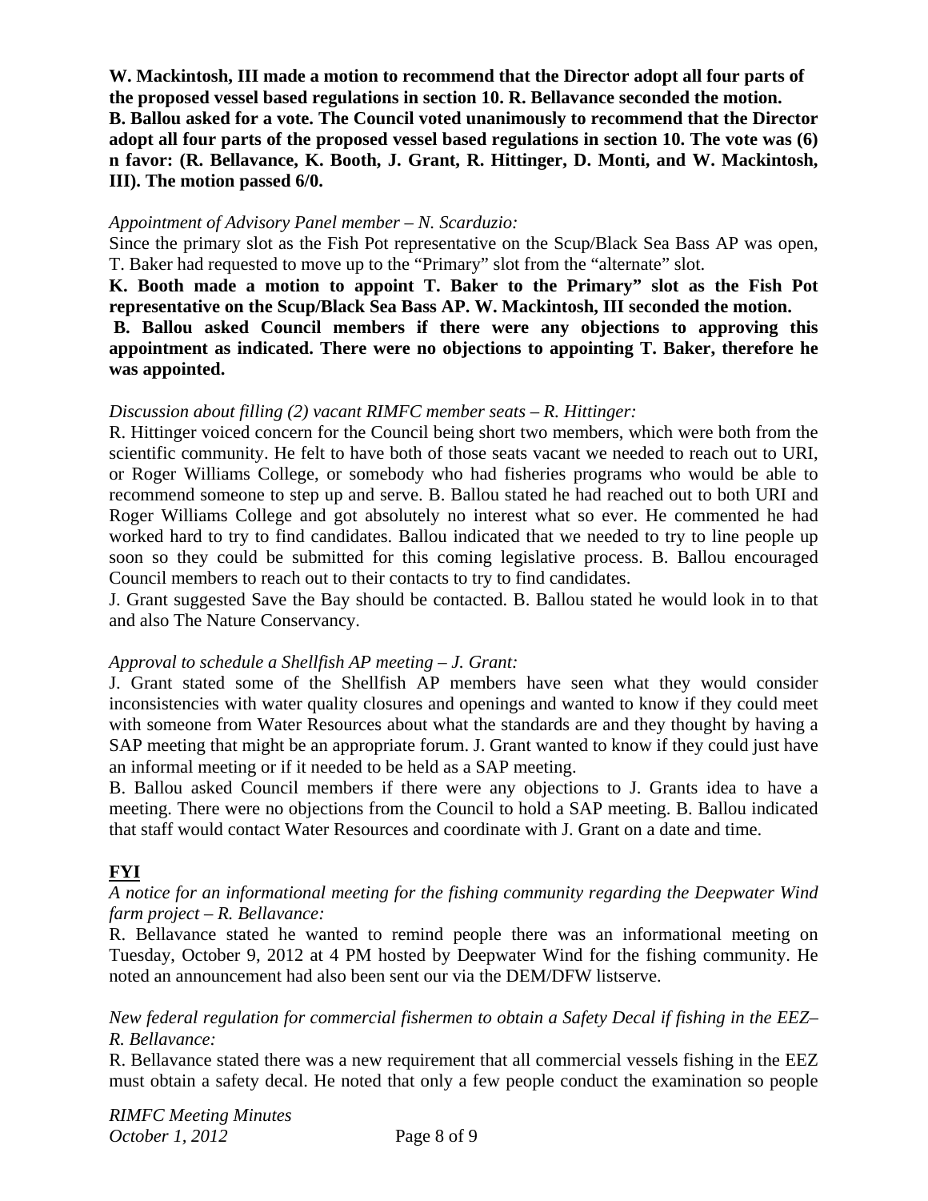**W. Mackintosh, III made a motion to recommend that the Director adopt all four parts of the proposed vessel based regulations in section 10. R. Bellavance seconded the motion. B. Ballou asked for a vote. The Council voted unanimously to recommend that the Director adopt all four parts of the proposed vessel based regulations in section 10. The vote was (6) n favor: (R. Bellavance, K. Booth, J. Grant, R. Hittinger, D. Monti, and W. Mackintosh, III). The motion passed 6/0.**

*Appointment of Advisory Panel member – N. Scarduzio:*

Since the primary slot as the Fish Pot representative on the Scup/Black Sea Bass AP was open, T. Baker had requested to move up to the "Primary" slot from the "alternate" slot.

**K. Booth made a motion to appoint T. Baker to the Primary" slot as the Fish Pot representative on the Scup/Black Sea Bass AP. W. Mackintosh, III seconded the motion.**

**B. Ballou asked Council members if there were any objections to approving this appointment as indicated. There were no objections to appointing T. Baker, therefore he was appointed.**

*Discussion about filling (2) vacant RIMFC member seats – R. Hittinger:*

R. Hittinger voiced concern for the Council being short two members, which were both from the scientific community. He felt to have both of those seats vacant we needed to reach out to URI, or Roger Williams College, or somebody who had fisheries programs who would be able to recommend someone to step up and serve. B. Ballou stated he had reached out to both URI and Roger Williams College and got absolutely no interest what so ever. He commented he had worked hard to try to find candidates. Ballou indicated that we needed to try to line people up soon so they could be submitted for this coming legislative process. B. Ballou encouraged Council members to reach out to their contacts to try to find candidates.

J. Grant suggested Save the Bay should be contacted. B. Ballou stated he would look in to that and also The Nature Conservancy.

*Approval to schedule a Shellfish AP meeting – J. Grant:*

J. Grant stated some of the Shellfish AP members have seen what they would consider inconsistencies with water quality closures and openings and wanted to know if they could meet with someone from Water Resources about what the standards are and they thought by having a SAP meeting that might be an appropriate forum. J. Grant wanted to know if they could just have an informal meeting or if it needed to be held as a SAP meeting.

B. Ballou asked Council members if there were any objections to J. Grants idea to have a meeting. There were no objections from the Council to hold a SAP meeting. B. Ballou indicated that staff would contact Water Resources and coordinate with J. Grant on a date and time.

## FYI

*A notice for an informational meeting for the fishing community regarding the Deepwater Wind farm project – R. Bellavance:*

R. Bellavance stated he wanted to remind people there was an informational meeting on Tuesday, October 9, 2012 at 4 PM hosted by Deepwater Wind for the fishing community. He noted an announcement had also been sent our via the DEM/DFW listserve.

*New federal regulation for commercial fishermen to obtain a Safety Decal if fishing in the EEZ– R. Bellavance:*

R. Bellavance stated there was a new requirement that all commercial vessels fishing in the EEZ must obtain a safety decal. He noted that only a few people conduct the examination so people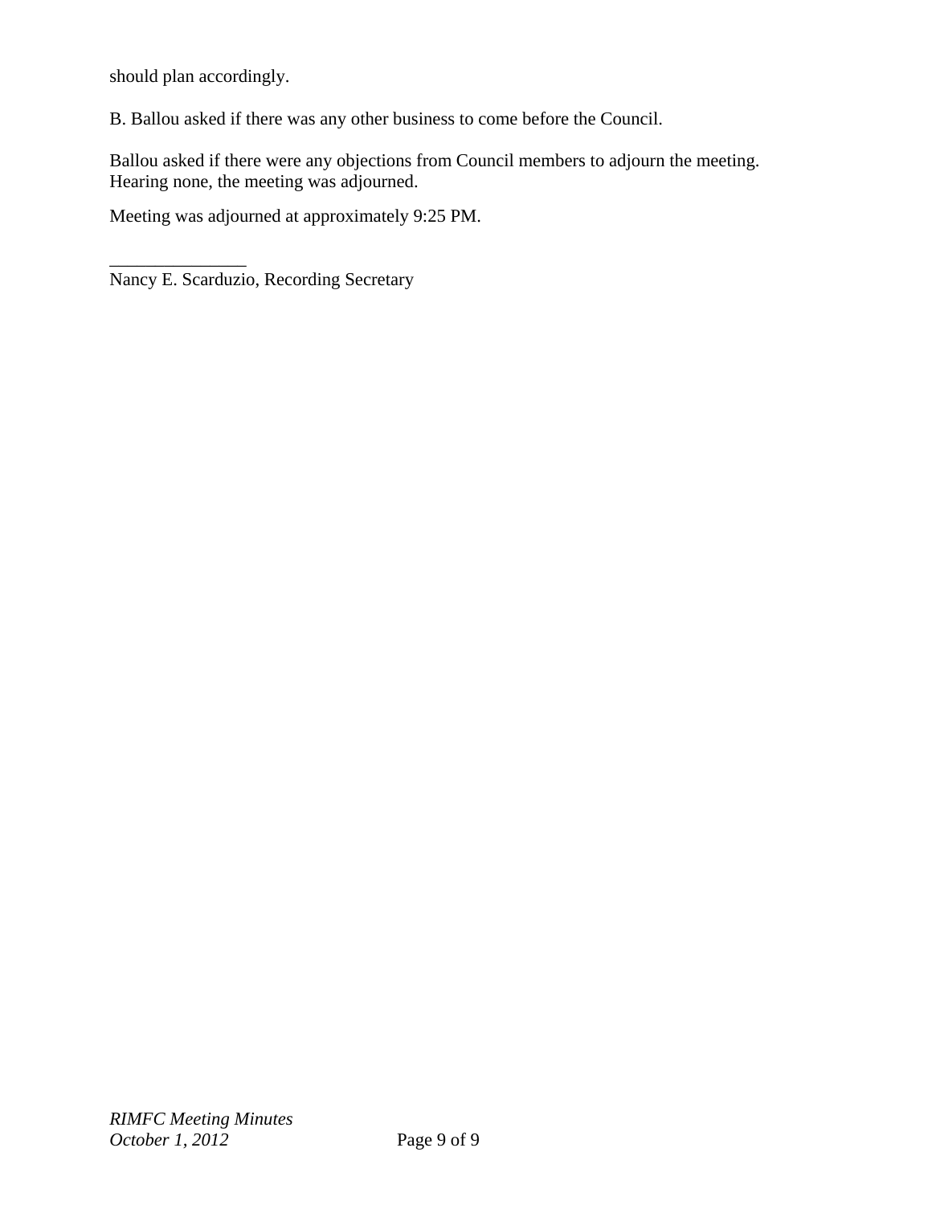should plan accordingly.

B. Ballou asked if there was any other business to come before the Council.

Ballou asked if there were any objections from Council members to adjourn the meeting. Hearing none, the meeting was adjourned.

Meeting was adjourned at approximately 9:25 PM.

_______________
Nancy E. Scarduzio, Recording Secretary